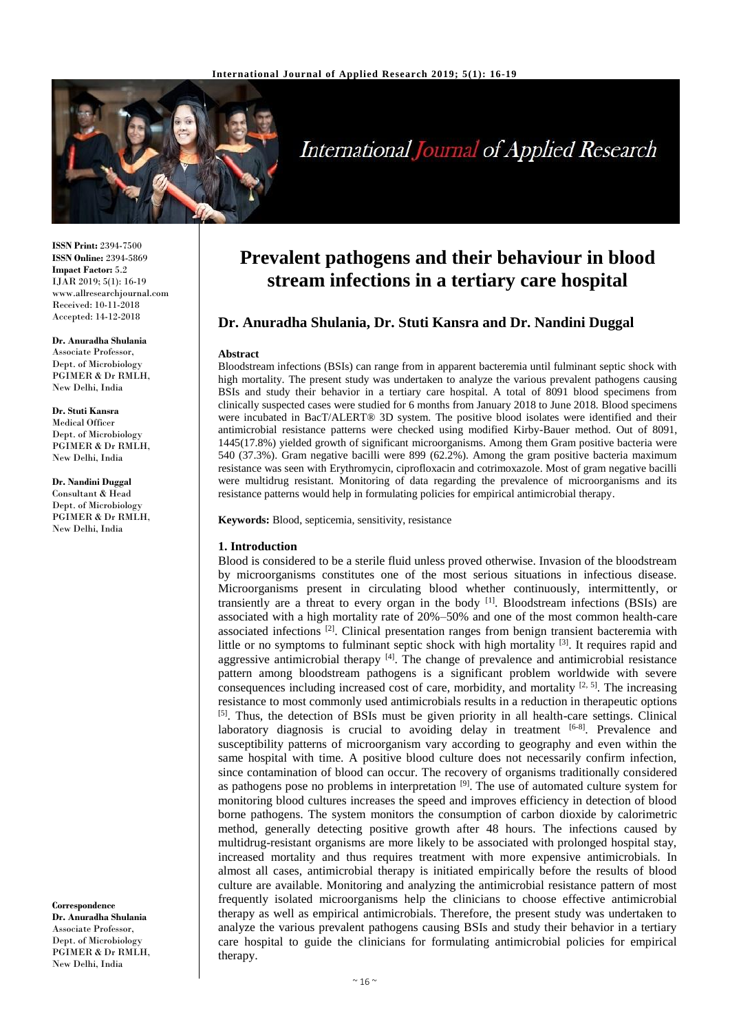# Prevalent pathogens and their behaviour in blood stream infections in a tertiary care hospital

**Dr. Anuradha Shulania, Dr. Stuti Kansra and Dr. Nandini Duggal**

ISSN Print: 2394-7500
ISSN Online: 2394-5869
Impact Factor: 5.2
IJAR 2019; 5(1): 16-19
www.allresearchjournal.com
Received: 10-11-2018
Accepted: 14-12-2018

**Dr. Anuradha Shulania**
Associate Professor,
Dept. of Microbiology
PGIMER & Dr RMLH,
New Delhi, India

**Dr. Stuti Kansra**
Medical Officer
Dept. of Microbiology
PGIMER & Dr RMLH,
New Delhi, India

**Dr. Nandini Duggal**
Consultant & Head
Dept. of Microbiology
PGIMER & Dr RMLH,
New Delhi, India

**Correspondence**
**Dr. Anuradha Shulania**
Associate Professor,
Dept. of Microbiology
PGIMER & Dr RMLH,
New Delhi, India

## Abstract

Bloodstream infections (BSIs) can range from in apparent bacteremia until fulminant septic shock with high mortality. The present study was undertaken to analyze the various prevalent pathogens causing BSIs and study their behavior in a tertiary care hospital. A total of 8091 blood specimens from clinically suspected cases were studied for 6 months from January 2018 to June 2018. Blood specimens were incubated in BacT/ALERT® 3D system. The positive blood isolates were identified and their antimicrobial resistance patterns were checked using modified Kirby-Bauer method. Out of 8091, 1445(17.8%) yielded growth of significant microorganisms. Among them Gram positive bacteria were 540 (37.3%). Gram negative bacilli were 899 (62.2%). Among the gram positive bacteria maximum resistance was seen with Erythromycin, ciprofloxacin and cotrimoxazole. Most of gram negative bacilli were multidrug resistant. Monitoring of data regarding the prevalence of microorganisms and its resistance patterns would help in formulating policies for empirical antimicrobial therapy.

**Keywords:** Blood, septicemia, sensitivity, resistance

## 1. Introduction

Blood is considered to be a sterile fluid unless proved otherwise. Invasion of the bloodstream by microorganisms constitutes one of the most serious situations in infectious disease. Microorganisms present in circulating blood whether continuously, intermittently, or transiently are a threat to every organ in the body [1]. Bloodstream infections (BSIs) are associated with a high mortality rate of 20%–50% and one of the most common health-care associated infections [2]. Clinical presentation ranges from benign transient bacteremia with little or no symptoms to fulminant septic shock with high mortality [3]. It requires rapid and aggressive antimicrobial therapy [4]. The change of prevalence and antimicrobial resistance pattern among bloodstream pathogens is a significant problem worldwide with severe consequences including increased cost of care, morbidity, and mortality [2, 5]. The increasing resistance to most commonly used antimicrobials results in a reduction in therapeutic options [5]. Thus, the detection of BSIs must be given priority in all health-care settings. Clinical laboratory diagnosis is crucial to avoiding delay in treatment [6-8]. Prevalence and susceptibility patterns of microorganism vary according to geography and even within the same hospital with time. A positive blood culture does not necessarily confirm infection, since contamination of blood can occur. The recovery of organisms traditionally considered as pathogens pose no problems in interpretation [9]. The use of automated culture system for monitoring blood cultures increases the speed and improves efficiency in detection of blood borne pathogens. The system monitors the consumption of carbon dioxide by calorimetric method, generally detecting positive growth after 48 hours. The infections caused by multidrug-resistant organisms are more likely to be associated with prolonged hospital stay, increased mortality and thus requires treatment with more expensive antimicrobials. In almost all cases, antimicrobial therapy is initiated empirically before the results of blood culture are available. Monitoring and analyzing the antimicrobial resistance pattern of most frequently isolated microorganisms help the clinicians to choose effective antimicrobial therapy as well as empirical antimicrobials. Therefore, the present study was undertaken to analyze the various prevalent pathogens causing BSIs and study their behavior in a tertiary care hospital to guide the clinicians for formulating antimicrobial policies for empirical therapy.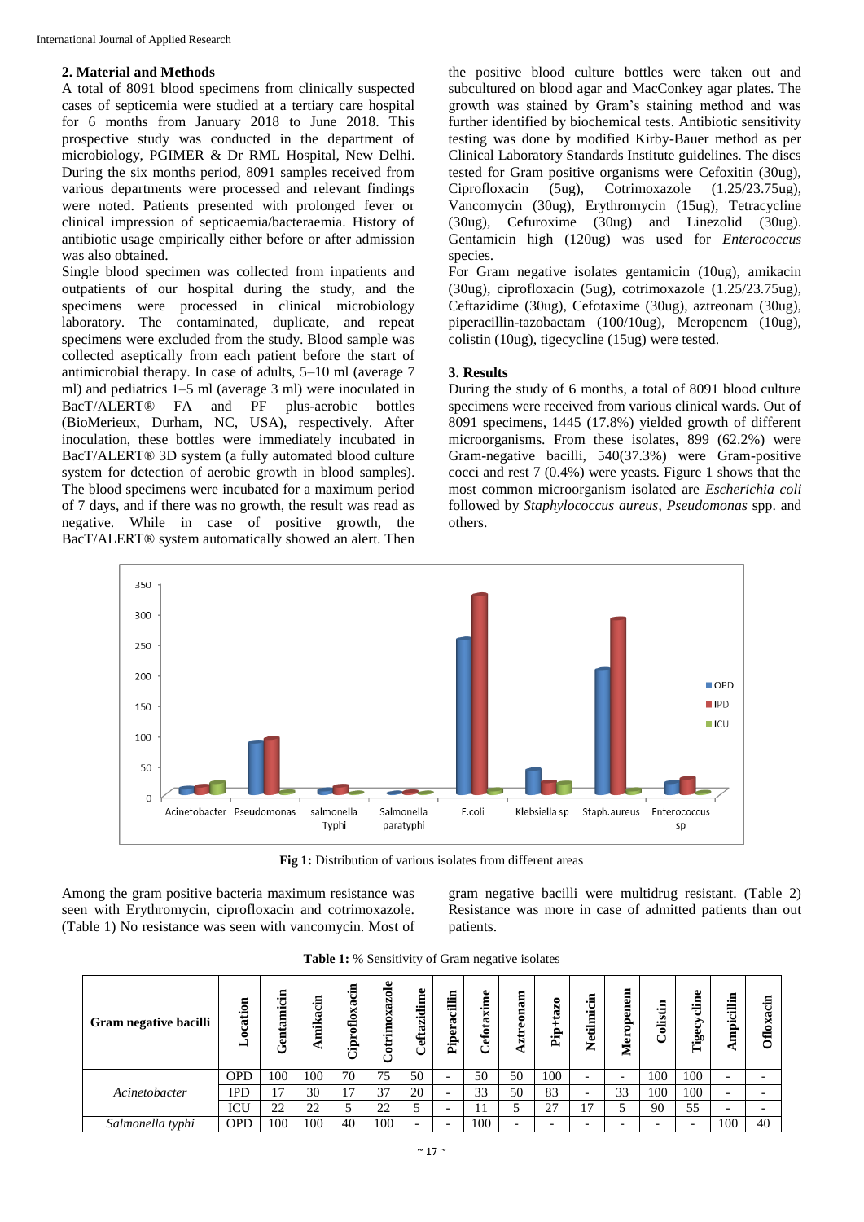## 2. Material and Methods

A total of 8091 blood specimens from clinically suspected cases of septicemia were studied at a tertiary care hospital for 6 months from January 2018 to June 2018. This prospective study was conducted in the department of microbiology, PGIMER & Dr RML Hospital, New Delhi. During the six months period, 8091 samples received from various departments were processed and relevant findings were noted. Patients presented with prolonged fever or clinical impression of septicaemia/bacteraemia. History of antibiotic usage empirically either before or after admission was also obtained.

Single blood specimen was collected from inpatients and outpatients of our hospital during the study, and the specimens were processed in clinical microbiology laboratory. The contaminated, duplicate, and repeat specimens were excluded from the study. Blood sample was collected aseptically from each patient before the start of antimicrobial therapy. In case of adults, 5–10 ml (average 7 ml) and pediatrics 1–5 ml (average 3 ml) were inoculated in BacT/ALERT® FA and PF plus-aerobic bottles (BioMerieux, Durham, NC, USA), respectively. After inoculation, these bottles were immediately incubated in BacT/ALERT® 3D system (a fully automated blood culture system for detection of aerobic growth in blood samples). The blood specimens were incubated for a maximum period of 7 days, and if there was no growth, the result was read as negative. While in case of positive growth, the BacT/ALERT® system automatically showed an alert. Then the positive blood culture bottles were taken out and subcultured on blood agar and MacConkey agar plates. The growth was stained by Gram's staining method and was further identified by biochemical tests. Antibiotic sensitivity testing was done by modified Kirby-Bauer method as per Clinical Laboratory Standards Institute guidelines. The discs tested for Gram positive organisms were Cefoxitin (30ug), Ciprofloxacin (5ug), Cotrimoxazole (1.25/23.75ug), Vancomycin (30ug), Erythromycin (15ug), Tetracycline (30ug), Cefuroxime (30ug) and Linezolid (30ug). Gentamicin high (120ug) was used for *Enterococcus* species.

For Gram negative isolates gentamicin (10ug), amikacin (30ug), ciprofloxacin (5ug), cotrimoxazole (1.25/23.75ug), Ceftazidime (30ug), Cefotaxime (30ug), aztreonam (30ug), piperacillin-tazobactam (100/10ug), Meropenem (10ug), colistin (10ug), tigecycline (15ug) were tested.

## 3. Results

During the study of 6 months, a total of 8091 blood culture specimens were received from various clinical wards. Out of 8091 specimens, 1445 (17.8%) yielded growth of different microorganisms. From these isolates, 899 (62.2%) were Gram-negative bacilli, 540(37.3%) were Gram-positive cocci and rest 7 (0.4%) were yeasts. Figure 1 shows that the most common microorganism isolated are *Escherichia coli* followed by *Staphylococcus aureus*, *Pseudomonas* spp. and others.

**Fig 1:** Distribution of various isolates from different areas

Among the gram positive bacteria maximum resistance was seen with Erythromycin, ciprofloxacin and cotrimoxazole. (Table 1) No resistance was seen with vancomycin. Most of gram negative bacilli were multidrug resistant. (Table 2) Resistance was more in case of admitted patients than out patients.

**Table 1:** % Sensitivity of Gram negative isolates

| Gram negative bacilli | Location | Gentamicin | Amikacin | Ciprofloxacin | Cotrimoxazole | Ceftazidime | Piperacillin | Cefotaxime | Aztreonam | Pip+tazo | Netilmicin | Meropenem | Colistin | Tigecycline | Ampicillin | Ofloxacin |
|---|---|---|---|---|---|---|---|---|---|---|---|---|---|---|---|---|
| *Acinetobacter* | OPD | 100 | 100 | 70 | 75 | 50 | - | 50 | 50 | 100 | - | - | 100 | 100 | - | - |
| | IPD | 17 | 30 | 17 | 37 | 20 | - | 33 | 50 | 83 | - | 33 | 100 | 100 | - | - |
| | ICU | 22 | 22 | 5 | 22 | 5 | - | 11 | 5 | 27 | 17 | 5 | 90 | 55 | - | - |
| *Salmonella typhi* | OPD | 100 | 100 | 40 | 100 | - | - | 100 | - | - | - | - | - | - | 100 | 40 |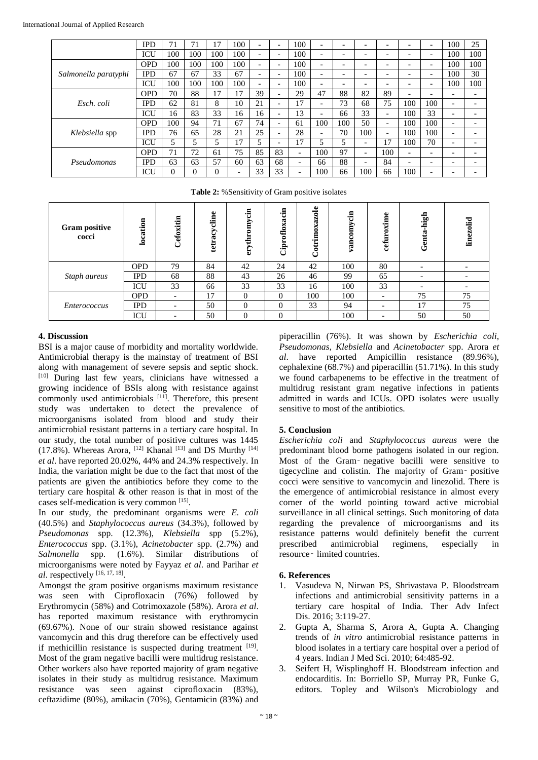| | IPD | 71 | 71 | 17 | 100 | - | - | 100 | - | - | - | - | - | - | 100 | 25 |
|---|---|---|---|---|---|---|---|---|---|---|---|---|---|---|---|---|
| | ICU | 100 | 100 | 100 | 100 | - | - | 100 | - | - | - | - | - | - | 100 | 100 |
| *Salmonella paratyphi* | OPD | 100 | 100 | 100 | 100 | - | - | 100 | - | - | - | - | - | - | 100 | 100 |
| | IPD | 67 | 67 | 33 | 67 | - | - | 100 | - | - | - | - | - | - | 100 | 30 |
| | ICU | 100 | 100 | 100 | 100 | - | - | 100 | - | - | - | - | - | - | 100 | 100 |
| *Esch. coli* | OPD | 70 | 88 | 17 | 17 | 39 | - | 29 | 47 | 88 | 82 | 89 | - | - | - | - |
| | IPD | 62 | 81 | 8 | 10 | 21 | - | 17 | - | 73 | 68 | 75 | 100 | 100 | - | - |
| | ICU | 16 | 83 | 33 | 16 | 16 | - | 13 | - | 66 | 33 | - | 100 | 33 | - | - |
| *Klebsiella* spp | OPD | 100 | 94 | 71 | 67 | 74 | - | 61 | 100 | 100 | 50 | - | 100 | 100 | - | - |
| | IPD | 76 | 65 | 28 | 21 | 25 | - | 28 | - | 70 | 100 | - | 100 | 100 | - | - |
| | ICU | 5 | 5 | 5 | 17 | 5 | - | 17 | 5 | 5 | - | 17 | 100 | 70 | - | - |
| *Pseudomonas* | OPD | 71 | 72 | 61 | 75 | 85 | 83 | - | 100 | 97 | - | 100 | - | - | - | - |
| | IPD | 63 | 63 | 57 | 60 | 63 | 68 | - | 66 | 88 | - | 84 | - | - | - | - |
| | ICU | 0 | 0 | 0 | - | 33 | 33 | - | 100 | 66 | 100 | 66 | 100 | - | - | - |

**Table 2:** %Sensitivity of Gram positive isolates

| Gram positive cocci | location | Cefoxitin | tetracycline | erythromycin | Ciprofloxacin | Cotrimoxazole | vancomycin | cefuroxime | Genta-high | linezolid |
|---|---|---|---|---|---|---|---|---|---|---|
| *Staph aureus* | OPD | 79 | 84 | 42 | 24 | 42 | 100 | 80 | - | - |
| | IPD | 68 | 88 | 43 | 26 | 46 | 99 | 65 | - | - |
| | ICU | 33 | 66 | 33 | 33 | 16 | 100 | 33 | - | - |
| *Enterococcus* | OPD | - | 17 | 0 | 0 | 100 | 100 | - | 75 | 75 |
| | IPD | - | 50 | 0 | 0 | 33 | 94 | - | 17 | 75 |
| | ICU | - | 50 | 0 | 0 | | 100 | - | 50 | 50 |

## 4. Discussion

BSI is a major cause of morbidity and mortality worldwide. Antimicrobial therapy is the mainstay of treatment of BSI along with management of severe sepsis and septic shock. [10] During last few years, clinicians have witnessed a growing incidence of BSIs along with resistance against commonly used antimicrobials [11]. Therefore, this present study was undertaken to detect the prevalence of microorganisms isolated from blood and study their antimicrobial resistant patterns in a tertiary care hospital. In our study, the total number of positive cultures was 1445 (17.8%). Whereas Arora, [12] Khanal [13] and DS Murthy [14] *et al*. have reported 20.02%, 44% and 24.3% respectively. In India, the variation might be due to the fact that most of the patients are given the antibiotics before they come to the tertiary care hospital & other reason is that in most of the cases self-medication is very common [15].

In our study, the predominant organisms were *E. coli* (40.5%) and *Staphylococcus aureus* (34.3%), followed by *Pseudomonas* spp. (12.3%), *Klebsiella* spp (5.2%), *Enterococcus* spp. (3.1%), *Acinetobacter* spp. (2.7%) and *Salmonella* spp. (1.6%). Similar distributions of microorganisms were noted by Fayyaz *et al*. and Parihar *et al*. respectively [16, 17, 18].

Amongst the gram positive organisms maximum resistance was seen with Ciprofloxacin (76%) followed by Erythromycin (58%) and Cotrimoxazole (58%). Arora *et al*. has reported maximum resistance with erythromycin (69.67%). None of our strain showed resistance against vancomycin and this drug therefore can be effectively used if methicillin resistance is suspected during treatment [19]. Most of the gram negative bacilli were multidrug resistance. Other workers also have reported majority of gram negative isolates in their study as multidrug resistance. Maximum resistance was seen against ciprofloxacin (83%), ceftazidime (80%), amikacin (70%), Gentamicin (83%) and piperacillin (76%). It was shown by *Escherichia coli*, *Pseudomonas*, *Klebsiella* and *Acinetobacter* spp. Arora *et al*. have reported Ampicillin resistance (89.96%), cephalexine (68.7%) and piperacillin (51.71%). In this study we found carbapenems to be effective in the treatment of multidrug resistant gram negative infections in patients admitted in wards and ICUs. OPD isolates were usually sensitive to most of the antibiotics.

## 5. Conclusion

*Escherichia coli* and *Staphylococcus aureus* were the predominant blood borne pathogens isolated in our region. Most of the Gram‑negative bacilli were sensitive to tigecycline and colistin. The majority of Gram‑positive cocci were sensitive to vancomycin and linezolid. There is the emergence of antimicrobial resistance in almost every corner of the world pointing toward active microbial surveillance in all clinical settings. Such monitoring of data regarding the prevalence of microorganisms and its resistance patterns would definitely benefit the current prescribed antimicrobial regimens, especially in resource‑limited countries.

## 6. References

1. Vasudeva N, Nirwan PS, Shrivastava P. Bloodstream infections and antimicrobial sensitivity patterns in a tertiary care hospital of India. Ther Adv Infect Dis. 2016; 3:119-27.
2. Gupta A, Sharma S, Arora A, Gupta A. Changing trends of *in vitro* antimicrobial resistance patterns in blood isolates in a tertiary care hospital over a period of 4 years. Indian J Med Sci. 2010; 64:485-92.
3. Seifert H, Wisplinghoff H. Bloodstream infection and endocarditis. In: Borriello SP, Murray PR, Funke G, editors. Topley and Wilson's Microbiology and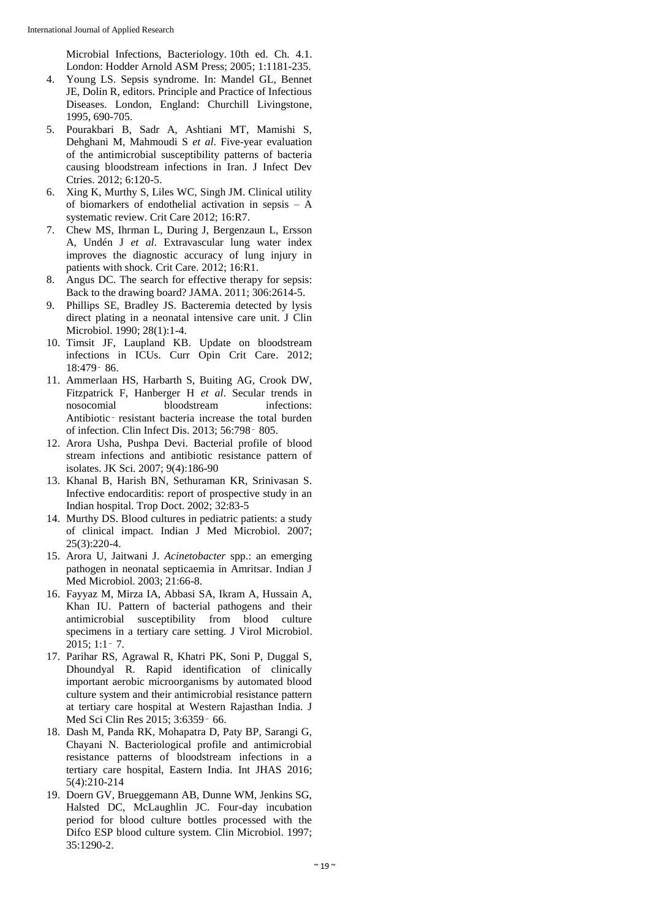Microbial Infections, Bacteriology. 10th ed. Ch. 4.1. London: Hodder Arnold ASM Press; 2005; 1:1181-235.

4. Young LS. Sepsis syndrome. In: Mandel GL, Bennet JE, Dolin R, editors. Principle and Practice of Infectious Diseases. London, England: Churchill Livingstone, 1995, 690-705.
5. Pourakbari B, Sadr A, Ashtiani MT, Mamishi S, Dehghani M, Mahmoudi S *et al*. Five-year evaluation of the antimicrobial susceptibility patterns of bacteria causing bloodstream infections in Iran. J Infect Dev Ctries. 2012; 6:120-5.
6. Xing K, Murthy S, Liles WC, Singh JM. Clinical utility of biomarkers of endothelial activation in sepsis – A systematic review. Crit Care 2012; 16:R7.
7. Chew MS, Ihrman L, During J, Bergenzaun L, Ersson A, Undén J *et al*. Extravascular lung water index improves the diagnostic accuracy of lung injury in patients with shock. Crit Care. 2012; 16:R1.
8. Angus DC. The search for effective therapy for sepsis: Back to the drawing board? JAMA. 2011; 306:2614-5.
9. Phillips SE, Bradley JS. Bacteremia detected by lysis direct plating in a neonatal intensive care unit. J Clin Microbiol. 1990; 28(1):1-4.
10. Timsit JF, Laupland KB. Update on bloodstream infections in ICUs. Curr Opin Crit Care. 2012; 18:479‑86.
11. Ammerlaan HS, Harbarth S, Buiting AG, Crook DW, Fitzpatrick F, Hanberger H *et al*. Secular trends in nosocomial bloodstream infections: Antibiotic‑resistant bacteria increase the total burden of infection. Clin Infect Dis. 2013; 56:798‑805.
12. Arora Usha, Pushpa Devi. Bacterial profile of blood stream infections and antibiotic resistance pattern of isolates. JK Sci. 2007; 9(4):186-90
13. Khanal B, Harish BN, Sethuraman KR, Srinivasan S. Infective endocarditis: report of prospective study in an Indian hospital. Trop Doct. 2002; 32:83-5
14. Murthy DS. Blood cultures in pediatric patients: a study of clinical impact. Indian J Med Microbiol. 2007; 25(3):220-4.
15. Arora U, Jaitwani J. *Acinetobacter* spp.: an emerging pathogen in neonatal septicaemia in Amritsar. Indian J Med Microbiol. 2003; 21:66-8.
16. Fayyaz M, Mirza IA, Abbasi SA, Ikram A, Hussain A, Khan IU. Pattern of bacterial pathogens and their antimicrobial susceptibility from blood culture specimens in a tertiary care setting. J Virol Microbiol. 2015; 1:1‑7.
17. Parihar RS, Agrawal R, Khatri PK, Soni P, Duggal S, Dhoundyal R. Rapid identification of clinically important aerobic microorganisms by automated blood culture system and their antimicrobial resistance pattern at tertiary care hospital at Western Rajasthan India. J Med Sci Clin Res 2015; 3:6359‑66.
18. Dash M, Panda RK, Mohapatra D, Paty BP, Sarangi G, Chayani N. Bacteriological profile and antimicrobial resistance patterns of bloodstream infections in a tertiary care hospital, Eastern India. Int JHAS 2016; 5(4):210-214
19. Doern GV, Brueggemann AB, Dunne WM, Jenkins SG, Halsted DC, McLaughlin JC. Four-day incubation period for blood culture bottles processed with the Difco ESP blood culture system. Clin Microbiol. 1997; 35:1290-2.